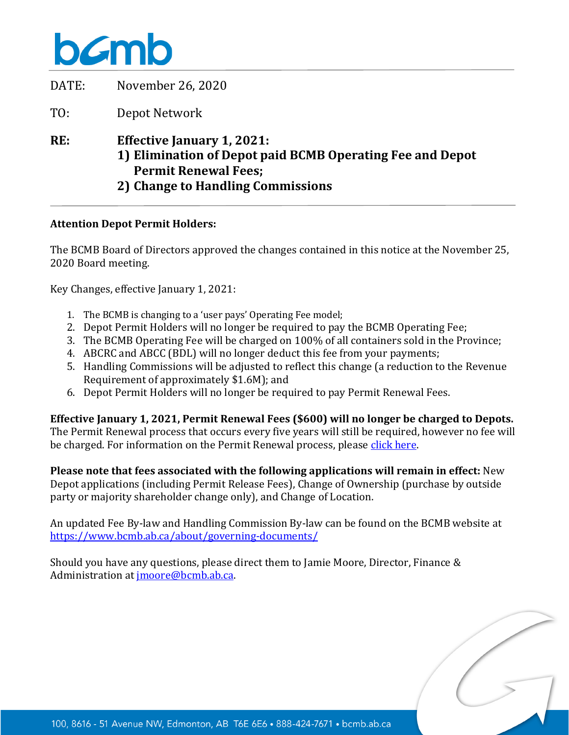bcmb

DATE: November 26, 2020

TO: Depot Network

**RE: Effective January 1, 2021:**
**1) Elimination of Depot paid BCMB Operating Fee and Depot Permit Renewal Fees;**
**2) Change to Handling Commissions**

**Attention Depot Permit Holders:**

The BCMB Board of Directors approved the changes contained in this notice at the November 25, 2020 Board meeting.

Key Changes, effective January 1, 2021:

1. The BCMB is changing to a 'user pays' Operating Fee model;
2. Depot Permit Holders will no longer be required to pay the BCMB Operating Fee;
3. The BCMB Operating Fee will be charged on 100% of all containers sold in the Province;
4. ABCRC and ABCC (BDL) will no longer deduct this fee from your payments;
5. Handling Commissions will be adjusted to reflect this change (a reduction to the Revenue Requirement of approximately $1.6M); and
6. Depot Permit Holders will no longer be required to pay Permit Renewal Fees.

**Effective January 1, 2021, Permit Renewal Fees ($600) will no longer be charged to Depots.** The Permit Renewal process that occurs every five years will still be required, however no fee will be charged. For information on the Permit Renewal process, please click here.

**Please note that fees associated with the following applications will remain in effect:** New Depot applications (including Permit Release Fees), Change of Ownership (purchase by outside party or majority shareholder change only), and Change of Location.

An updated Fee By-law and Handling Commission By-law can be found on the BCMB website at https://www.bcmb.ab.ca/about/governing-documents/

Should you have any questions, please direct them to Jamie Moore, Director, Finance & Administration at jmoore@bcmb.ab.ca.

100, 8616 - 51 Avenue NW, Edmonton, AB T6E 6E6 • 888-424-7671 • bcmb.ab.ca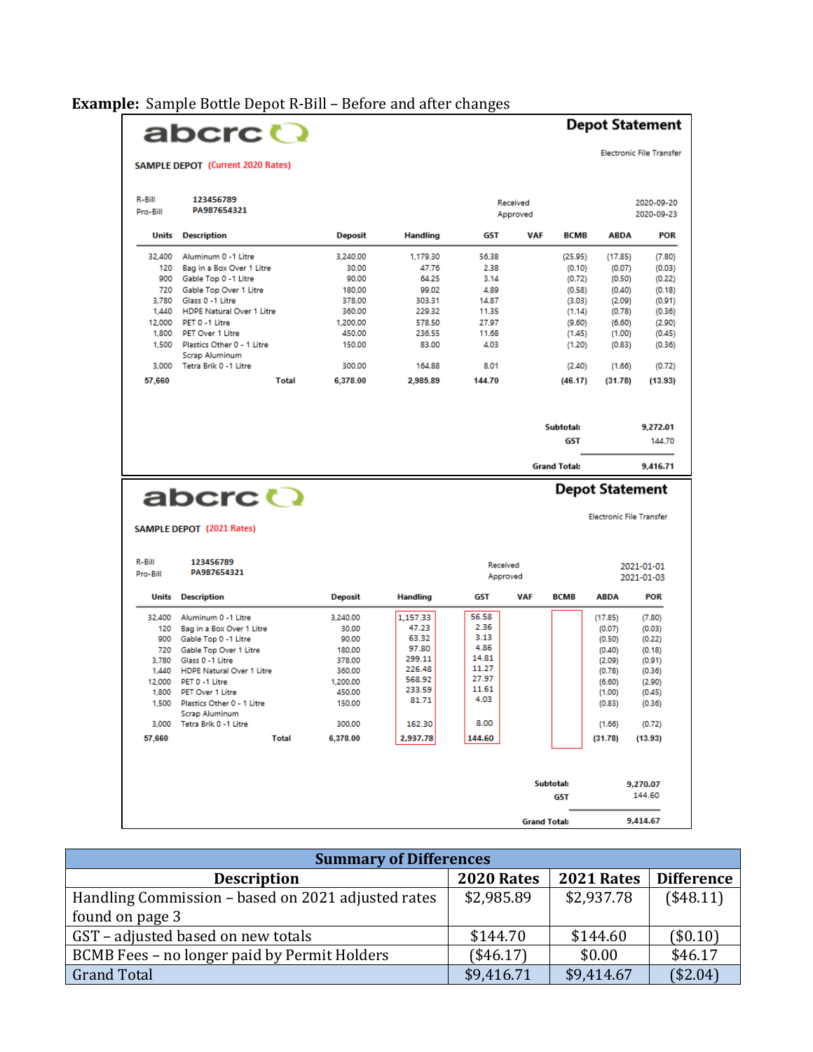**Example:** Sample Bottle Depot R-Bill – Before and after changes

abcrc

## Depot Statement

Electronic File Transfer

SAMPLE DEPOT (Current 2020 Rates)

| | | | |
|---|---|---|---|
| R-Bill | 123456789 | Received | 2020-09-20 |
| Pro-Bill | PA987654321 | Approved | 2020-09-23 |

| Units | Description | Deposit | Handling | GST | VAF | BCMB | ABDA | POR |
|---|---|---|---|---|---|---|---|---|
| 32,400 | Aluminum 0 -1 Litre | 3,240.00 | 1,179.30 | 56.38 | | (25.95) | (17.85) | (7.80) |
| 120 | Bag in a Box Over 1 Litre | 30.00 | 47.76 | 2.38 | | (0.10) | (0.07) | (0.03) |
| 900 | Gable Top 0 -1 Litre | 90.00 | 64.25 | 3.14 | | (0.72) | (0.50) | (0.22) |
| 720 | Gable Top Over 1 Litre | 180.00 | 99.02 | 4.89 | | (0.58) | (0.40) | (0.18) |
| 3,780 | Glass 0 -1 Litre | 378.00 | 303.31 | 14.87 | | (3.03) | (2.09) | (0.91) |
| 1,440 | HDPE Natural Over 1 Litre | 360.00 | 229.32 | 11.35 | | (1.14) | (0.78) | (0.36) |
| 12,000 | PET 0 -1 Litre | 1,200.00 | 578.50 | 27.97 | | (9.60) | (6.60) | (2.90) |
| 1,800 | PET Over 1 Litre | 450.00 | 236.55 | 11.68 | | (1.45) | (1.00) | (0.45) |
| 1,500 | Plastics Other 0 - 1 Litre | 150.00 | 83.00 | 4.03 | | (1.20) | (0.83) | (0.36) |
| | Scrap Aluminum | | | | | | | |
| 3,000 | Tetra Brik 0 -1 Litre | 300.00 | 164.88 | 8.01 | | (2.40) | (1.66) | (0.72) |
| **57,660** | **Total** | **6,378.00** | **2,985.89** | **144.70** | | **(46.17)** | **(31.78)** | **(13.93)** |

| | |
|---|---|
| **Subtotal:** | **9,272.01** |
| **GST** | 144.70 |
| **Grand Total:** | **9,416.71** |

abcrc

## Depot Statement

Electronic File Transfer

SAMPLE DEPOT (2021 Rates)

| | | | |
|---|---|---|---|
| R-Bill | 123456789 | Received | 2021-01-01 |
| Pro-Bill | PA987654321 | Approved | 2021-01-03 |

| Units | Description | Deposit | Handling | GST | VAF | BCMB | ABDA | POR |
|---|---|---|---|---|---|---|---|---|
| 32,400 | Aluminum 0 -1 Litre | 3,240.00 | 1,157.33 | 56.58 | | | (17.85) | (7.80) |
| 120 | Bag in a Box Over 1 Litre | 30.00 | 47.23 | 2.36 | | | (0.07) | (0.03) |
| 900 | Gable Top 0 -1 Litre | 90.00 | 63.32 | 3.13 | | | (0.50) | (0.22) |
| 720 | Gable Top Over 1 Litre | 180.00 | 97.80 | 4.86 | | | (0.40) | (0.18) |
| 3,780 | Glass 0 -1 Litre | 378.00 | 299.11 | 14.81 | | | (2.09) | (0.91) |
| 1,440 | HDPE Natural Over 1 Litre | 360.00 | 226.48 | 11.27 | | | (0.78) | (0.36) |
| 12,000 | PET 0 -1 Litre | 1,200.00 | 568.92 | 27.97 | | | (6.60) | (2.90) |
| 1,800 | PET Over 1 Litre | 450.00 | 233.59 | 11.61 | | | (1.00) | (0.45) |
| 1,500 | Plastics Other 0 - 1 Litre | 150.00 | 81.71 | 4.03 | | | (0.83) | (0.36) |
| | Scrap Aluminum | | | | | | | |
| 3,000 | Tetra Brik 0 -1 Litre | 300.00 | 162.30 | 8.00 | | | (1.66) | (0.72) |
| **57,660** | **Total** | **6,378.00** | **2,937.78** | **144.60** | | | **(31.78)** | **(13.93)** |

| | |
|---|---|
| **Subtotal:** | **9,270.07** |
| **GST** | 144.60 |
| **Grand Total:** | **9,414.67** |

| **Summary of Differences** | | | |
|---|---|---|---|
| **Description** | **2020 Rates** | **2021 Rates** | **Difference** |
| Handling Commission – based on 2021 adjusted rates found on page 3 | $2,985.89 | $2,937.78 | ($48.11) |
| GST – adjusted based on new totals | $144.70 | $144.60 | ($0.10) |
| BCMB Fees – no longer paid by Permit Holders | ($46.17) | $0.00 | $46.17 |
| Grand Total | $9,416.71 | $9,414.67 | ($2.04) |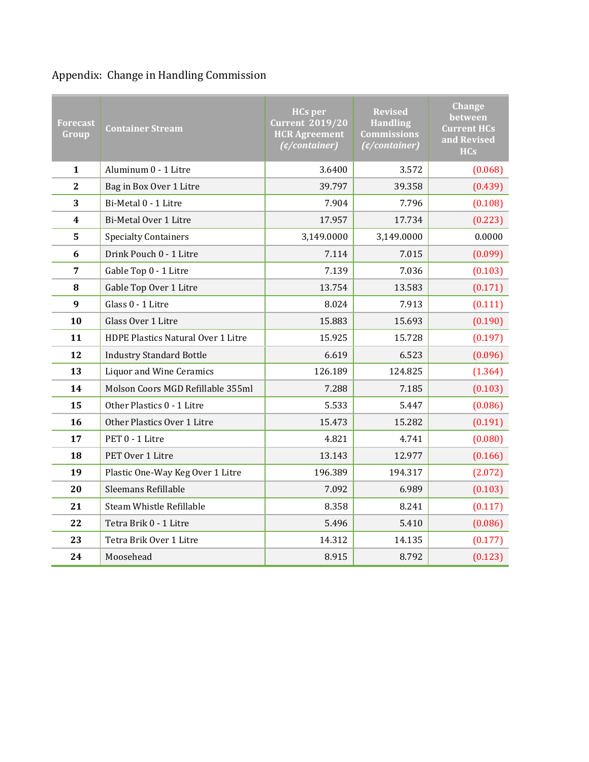Appendix: Change in Handling Commission

| Forecast Group | Container Stream | HCs per Current 2019/20 HCR Agreement *(¢/container)* | Revised Handling Commissions *(¢/container)* | Change between Current HCs and Revised HCs |
|---|---|---|---|---|
| 1 | Aluminum 0 - 1 Litre | 3.6400 | 3.572 | (0.068) |
| 2 | Bag in Box Over 1 Litre | 39.797 | 39.358 | (0.439) |
| 3 | Bi-Metal 0 - 1 Litre | 7.904 | 7.796 | (0.108) |
| 4 | Bi-Metal Over 1 Litre | 17.957 | 17.734 | (0.223) |
| 5 | Specialty Containers | 3,149.0000 | 3,149.0000 | 0.0000 |
| 6 | Drink Pouch 0 - 1 Litre | 7.114 | 7.015 | (0.099) |
| 7 | Gable Top 0 - 1 Litre | 7.139 | 7.036 | (0.103) |
| 8 | Gable Top Over 1 Litre | 13.754 | 13.583 | (0.171) |
| 9 | Glass 0 - 1 Litre | 8.024 | 7.913 | (0.111) |
| 10 | Glass Over 1 Litre | 15.883 | 15.693 | (0.190) |
| 11 | HDPE Plastics Natural Over 1 Litre | 15.925 | 15.728 | (0.197) |
| 12 | Industry Standard Bottle | 6.619 | 6.523 | (0.096) |
| 13 | Liquor and Wine Ceramics | 126.189 | 124.825 | (1.364) |
| 14 | Molson Coors MGD Refillable 355ml | 7.288 | 7.185 | (0.103) |
| 15 | Other Plastics 0 - 1 Litre | 5.533 | 5.447 | (0.086) |
| 16 | Other Plastics Over 1 Litre | 15.473 | 15.282 | (0.191) |
| 17 | PET 0 - 1 Litre | 4.821 | 4.741 | (0.080) |
| 18 | PET Over 1 Litre | 13.143 | 12.977 | (0.166) |
| 19 | Plastic One-Way Keg Over 1 Litre | 196.389 | 194.317 | (2.072) |
| 20 | Sleemans Refillable | 7.092 | 6.989 | (0.103) |
| 21 | Steam Whistle Refillable | 8.358 | 8.241 | (0.117) |
| 22 | Tetra Brik 0 - 1 Litre | 5.496 | 5.410 | (0.086) |
| 23 | Tetra Brik Over 1 Litre | 14.312 | 14.135 | (0.177) |
| 24 | Moosehead | 8.915 | 8.792 | (0.123) |